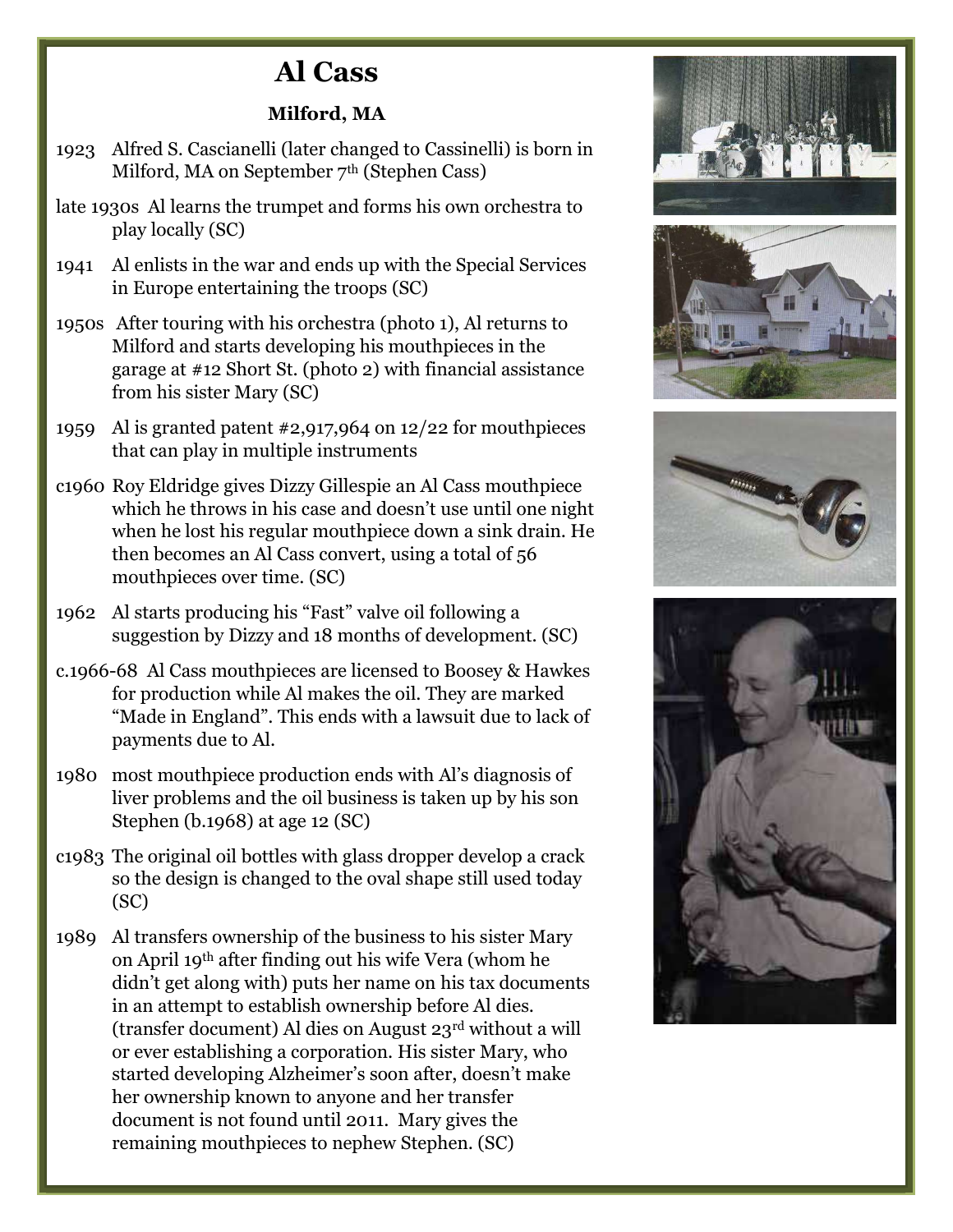# Al Cass

### Milford, MA

1923 Alfred S. Cascianelli (later changed to Cassinelli) is born in Milford, MA on September 7th (Stephen Cass)

late 1930s Al learns the trumpet and forms his own orchestra to play locally (SC)

1941 Al enlists in the war and ends up with the Special Services in Europe entertaining the troops (SC)

1950s After touring with his orchestra (photo 1), Al returns to Milford and starts developing his mouthpieces in the garage at #12 Short St. (photo 2) with financial assistance from his sister Mary (SC)

1959 Al is granted patent #2,917,964 on 12/22 for mouthpieces that can play in multiple instruments

c1960 Roy Eldridge gives Dizzy Gillespie an Al Cass mouthpiece which he throws in his case and doesn't use until one night when he lost his regular mouthpiece down a sink drain. He then becomes an Al Cass convert, using a total of 56 mouthpieces over time. (SC)

1962 Al starts producing his "Fast" valve oil following a suggestion by Dizzy and 18 months of development. (SC)

c.1966-68 Al Cass mouthpieces are licensed to Boosey & Hawkes for production while Al makes the oil. They are marked "Made in England". This ends with a lawsuit due to lack of payments due to Al.

1980 most mouthpiece production ends with Al's diagnosis of liver problems and the oil business is taken up by his son Stephen (b.1968) at age 12 (SC)

c1983 The original oil bottles with glass dropper develop a crack so the design is changed to the oval shape still used today (SC)

1989 Al transfers ownership of the business to his sister Mary on April 19th after finding out his wife Vera (whom he didn't get along with) puts her name on his tax documents in an attempt to establish ownership before Al dies. (transfer document) Al dies on August 23rd without a will or ever establishing a corporation. His sister Mary, who started developing Alzheimer's soon after, doesn't make her ownership known to anyone and her transfer document is not found until 2011. Mary gives the remaining mouthpieces to nephew Stephen. (SC)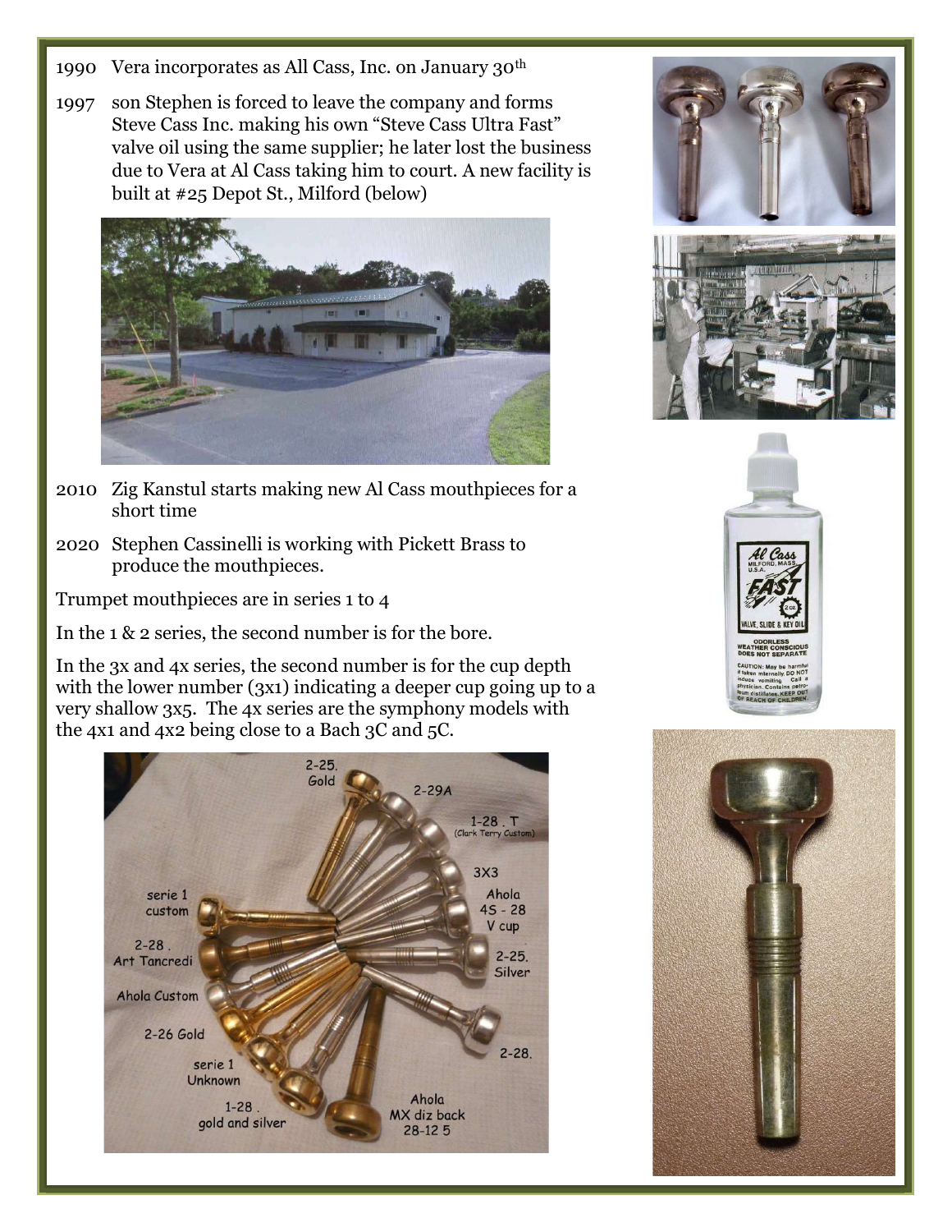1990 Vera incorporates as All Cass, Inc. on January 30th

1997 son Stephen is forced to leave the company and forms Steve Cass Inc. making his own "Steve Cass Ultra Fast" valve oil using the same supplier; he later lost the business due to Vera at Al Cass taking him to court. A new facility is built at #25 Depot St., Milford (below)

2010 Zig Kanstul starts making new Al Cass mouthpieces for a short time

2020 Stephen Cassinelli is working with Pickett Brass to produce the mouthpieces.

Trumpet mouthpieces are in series 1 to 4

In the 1 & 2 series, the second number is for the bore.

In the 3x and 4x series, the second number is for the cup depth with the lower number (3x1) indicating a deeper cup going up to a very shallow 3x5. The 4x series are the symphony models with the 4x1 and 4x2 being close to a Bach 3C and 5C.